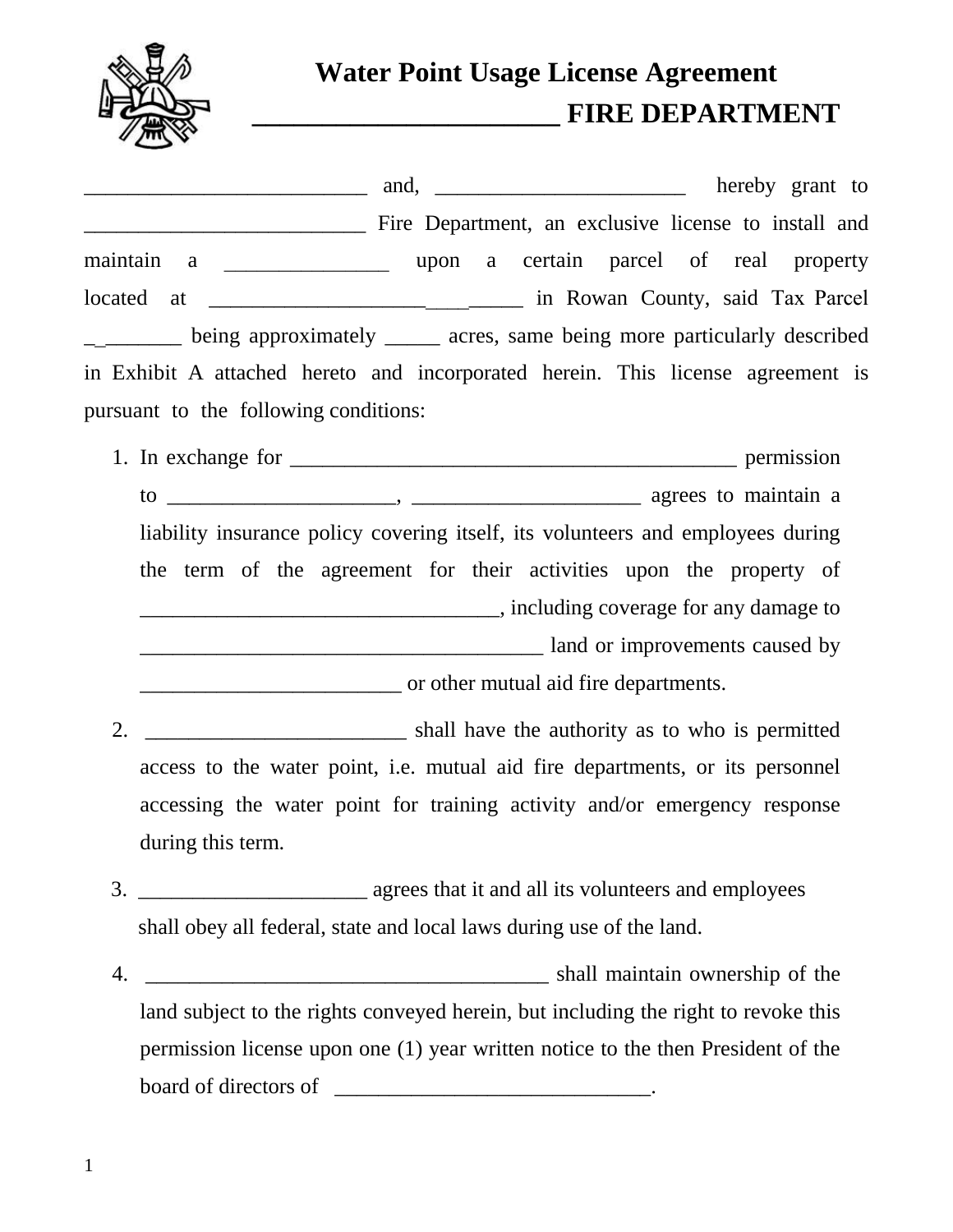# Water Point Usage License Agreement
## _______________________ FIRE DEPARTMENT

__________________________ and, _______________________ hereby grant to __________________________ Fire Department, an exclusive license to install and maintain a _______________ upon a certain parcel of real property located at ___________________________ in Rowan County, said Tax Parcel ___________ being approximately _____ acres, same being more particularly described in Exhibit A attached hereto and incorporated herein. This license agreement is pursuant to the following conditions:

1. In exchange for __________________________________________ permission to ____________________, _____________________ agrees to maintain a liability insurance policy covering itself, its volunteers and employees during the term of the agreement for their activities upon the property of __________________________________, including coverage for any damage to _____________________________________ land or improvements caused by ________________________ or other mutual aid fire departments.

2. ________________________ shall have the authority as to who is permitted access to the water point, i.e. mutual aid fire departments, or its personnel accessing the water point for training activity and/or emergency response during this term.

3. _____________________ agrees that it and all its volunteers and employees shall obey all federal, state and local laws during use of the land.

4. _____________________________________ shall maintain ownership of the land subject to the rights conveyed herein, but including the right to revoke this permission license upon one (1) year written notice to the then President of the board of directors of _____________________________.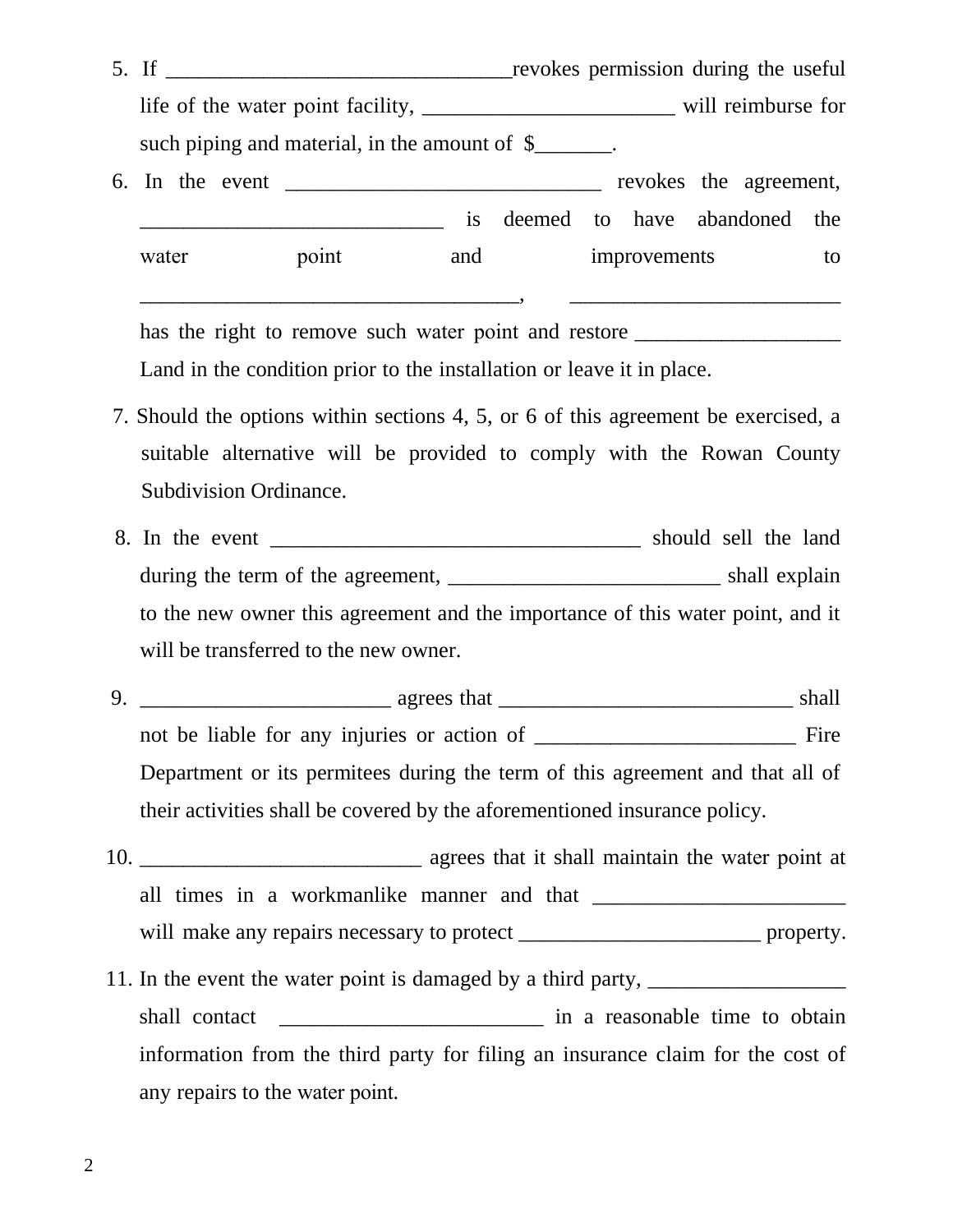5. If ________________________________revokes permission during the useful life of the water point facility, _______________________ will reimburse for such piping and material, in the amount of $_______.

6. In the event _____________________________ revokes the agreement, ____________________________ is deemed to have abandoned the water point and improvements to ___________________________________, _________________________ has the right to remove such water point and restore ___________________ Land in the condition prior to the installation or leave it in place.

7. Should the options within sections 4, 5, or 6 of this agreement be exercised, a suitable alternative will be provided to comply with the Rowan County Subdivision Ordinance.

8. In the event __________________________________ should sell the land during the term of the agreement, _________________________ shall explain to the new owner this agreement and the importance of this water point, and it will be transferred to the new owner.

9. _______________________ agrees that ___________________________ shall not be liable for any injuries or action of ________________________ Fire Department or its permitees during the term of this agreement and that all of their activities shall be covered by the aforementioned insurance policy.

10. __________________________ agrees that it shall maintain the water point at all times in a workmanlike manner and that _______________________ will make any repairs necessary to protect ______________________ property.

11. In the event the water point is damaged by a third party, __________________ shall contact ________________________ in a reasonable time to obtain information from the third party for filing an insurance claim for the cost of any repairs to the water point.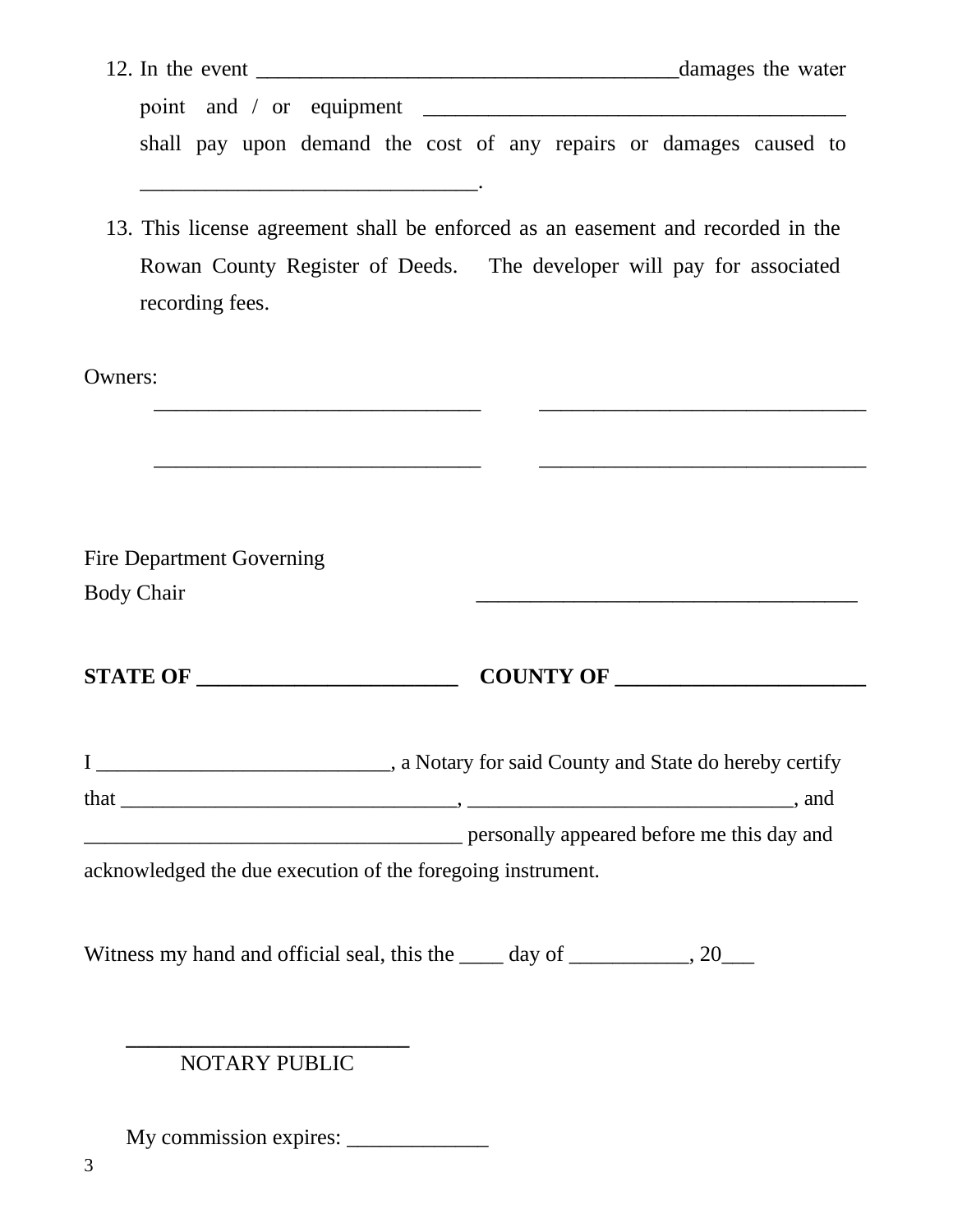12. In the event ______________________________________damages the water point and / or equipment _______________________________________ shall pay upon demand the cost of any repairs or damages caused to ______________________________.

13. This license agreement shall be enforced as an easement and recorded in the Rowan County Register of Deeds. The developer will pay for associated recording fees.

Owners:

_____________________________ _____________________________

_____________________________ _____________________________

Fire Department Governing
Body Chair _________________________________

**STATE OF _______________________ COUNTY OF _______________________**

I ___________________________, a Notary for said County and State do hereby certify that _______________________________, ______________________________, and ____________________________________ personally appeared before me this day and acknowledged the due execution of the foregoing instrument.

Witness my hand and official seal, this the ____ day of ___________, 20___

_________________________
NOTARY PUBLIC

My commission expires: _____________